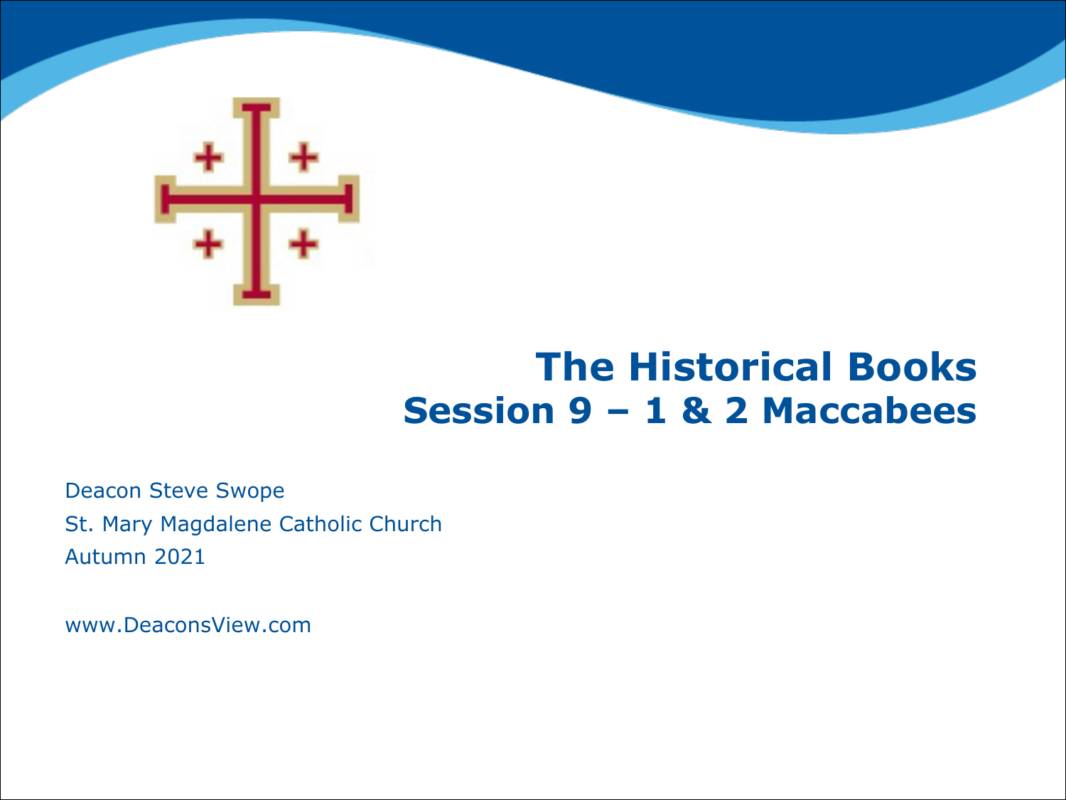# The Historical Books
## Session 9 – 1 & 2 Maccabees

Deacon Steve Swope
St. Mary Magdalene Catholic Church
Autumn 2021

www.DeaconsView.com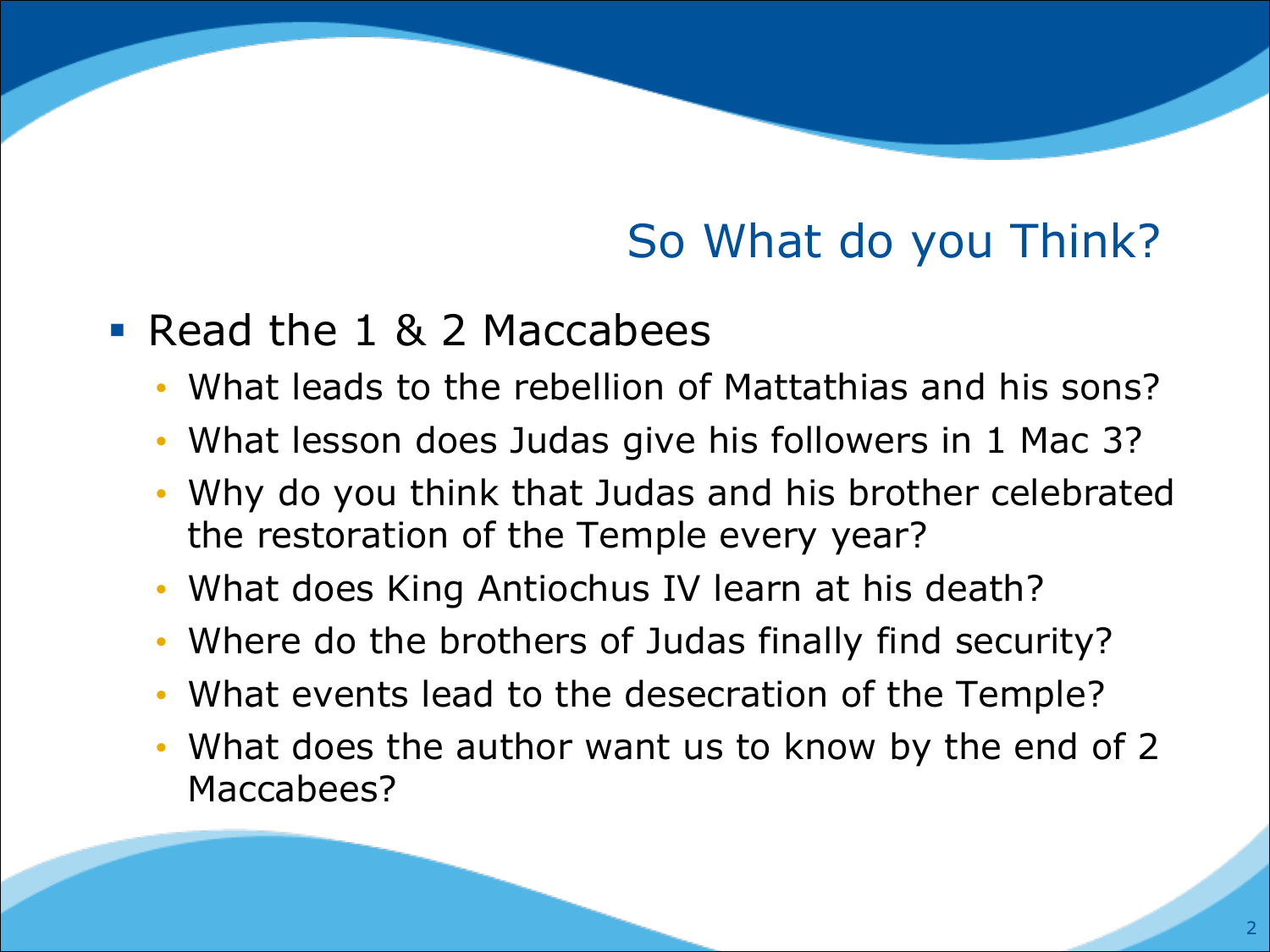## So What do you Think?

- Read the 1 & 2 Maccabees
  - What leads to the rebellion of Mattathias and his sons?
  - What lesson does Judas give his followers in 1 Mac 3?
  - Why do you think that Judas and his brother celebrated the restoration of the Temple every year?
  - What does King Antiochus IV learn at his death?
  - Where do the brothers of Judas finally find security?
  - What events lead to the desecration of the Temple?
  - What does the author want us to know by the end of 2 Maccabees?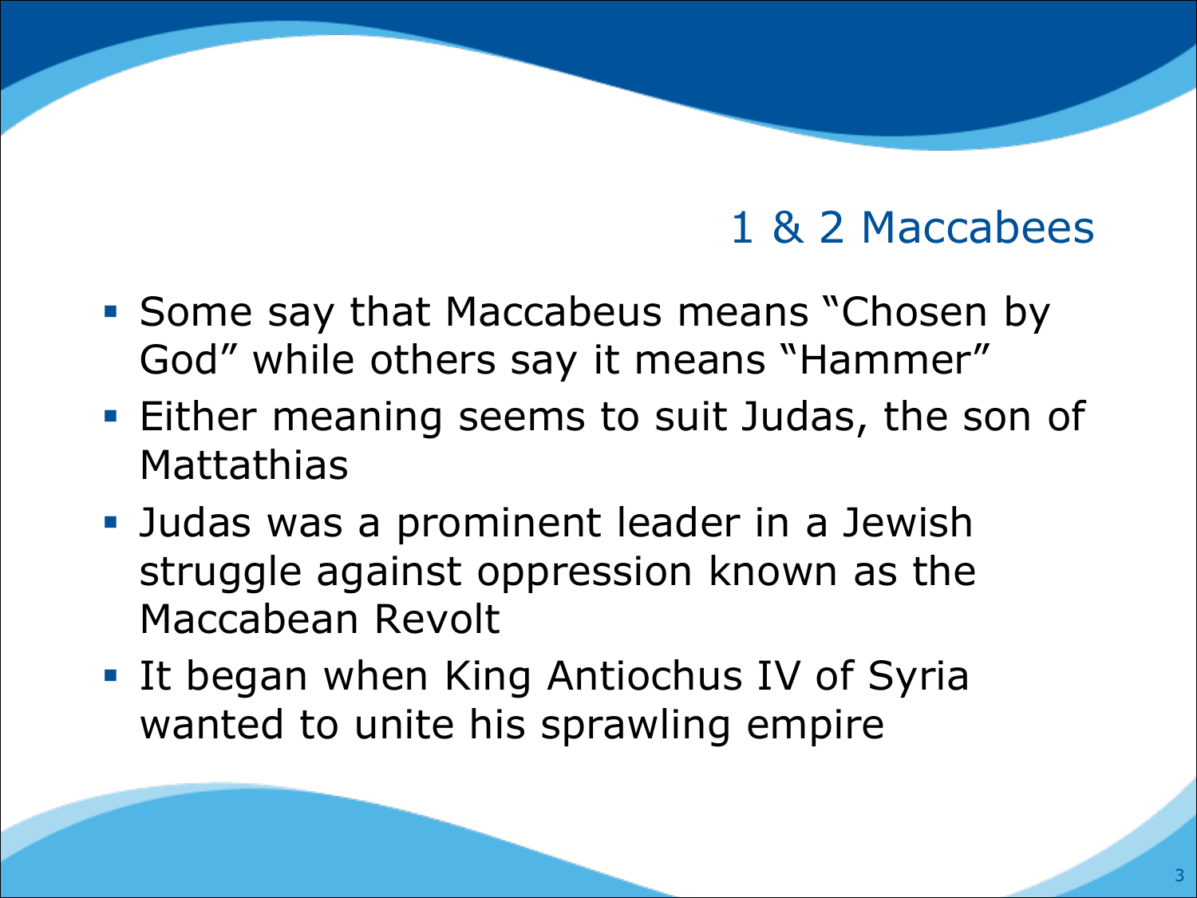## 1 & 2 Maccabees

- Some say that Maccabeus means “Chosen by God” while others say it means “Hammer”
- Either meaning seems to suit Judas, the son of Mattathias
- Judas was a prominent leader in a Jewish struggle against oppression known as the Maccabean Revolt
- It began when King Antiochus IV of Syria wanted to unite his sprawling empire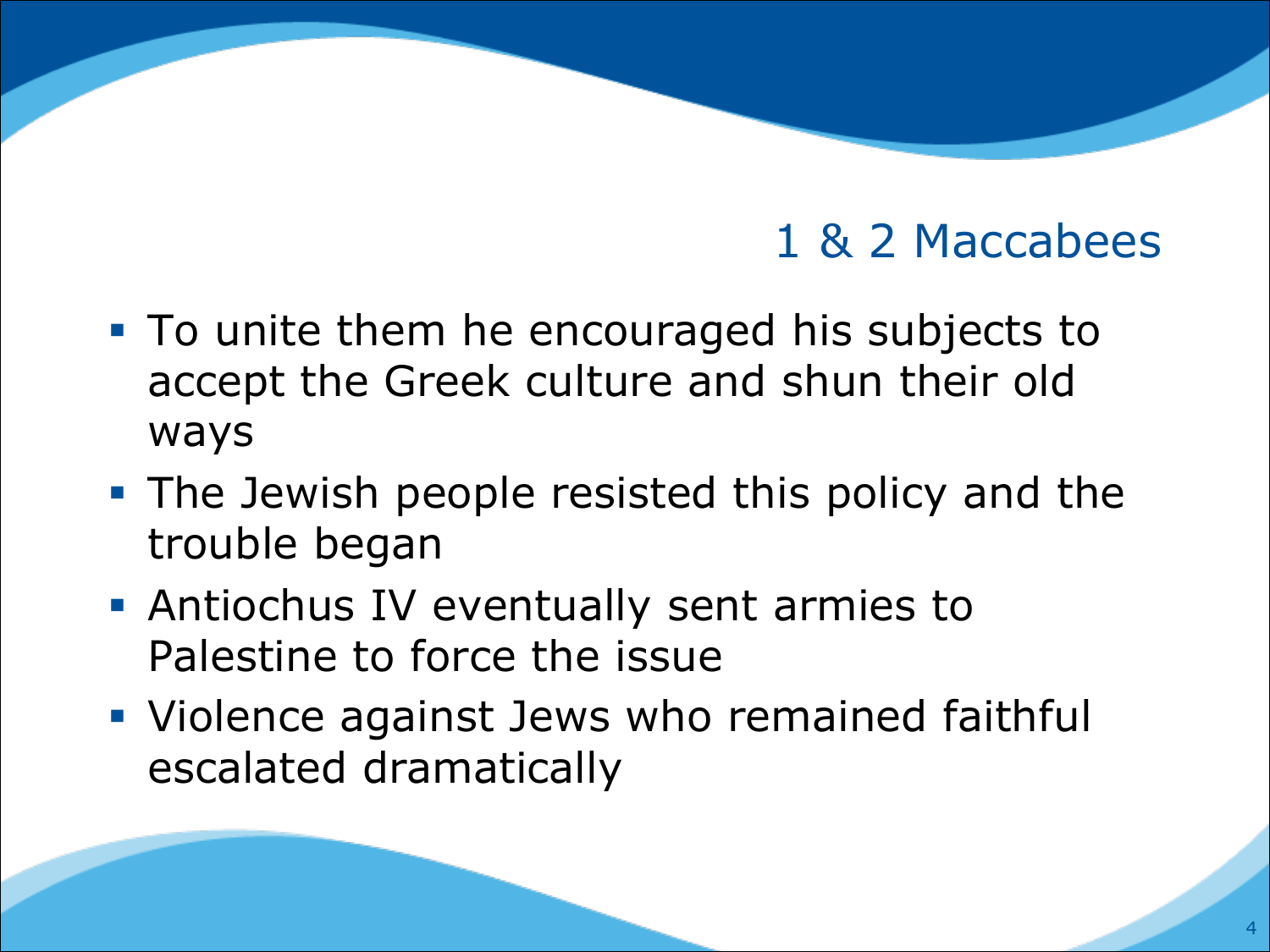## 1 & 2 Maccabees

- To unite them he encouraged his subjects to accept the Greek culture and shun their old ways
- The Jewish people resisted this policy and the trouble began
- Antiochus IV eventually sent armies to Palestine to force the issue
- Violence against Jews who remained faithful escalated dramatically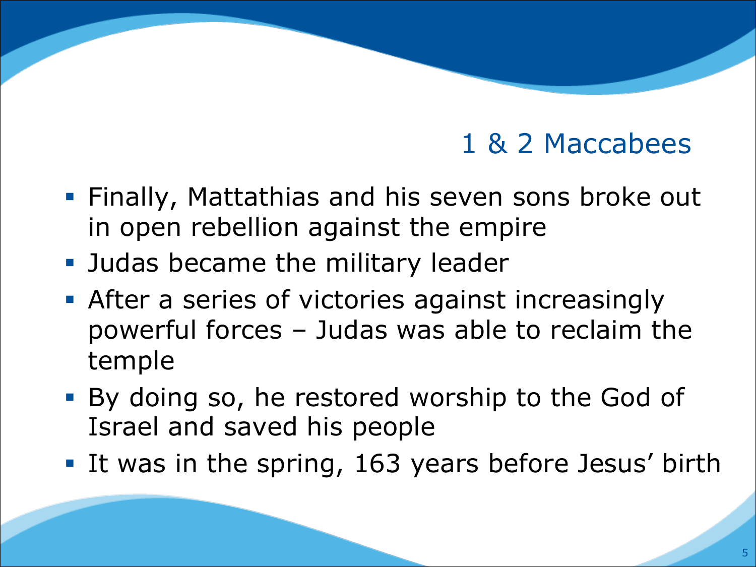## 1 & 2 Maccabees

- Finally, Mattathias and his seven sons broke out in open rebellion against the empire
- Judas became the military leader
- After a series of victories against increasingly powerful forces – Judas was able to reclaim the temple
- By doing so, he restored worship to the God of Israel and saved his people
- It was in the spring, 163 years before Jesus' birth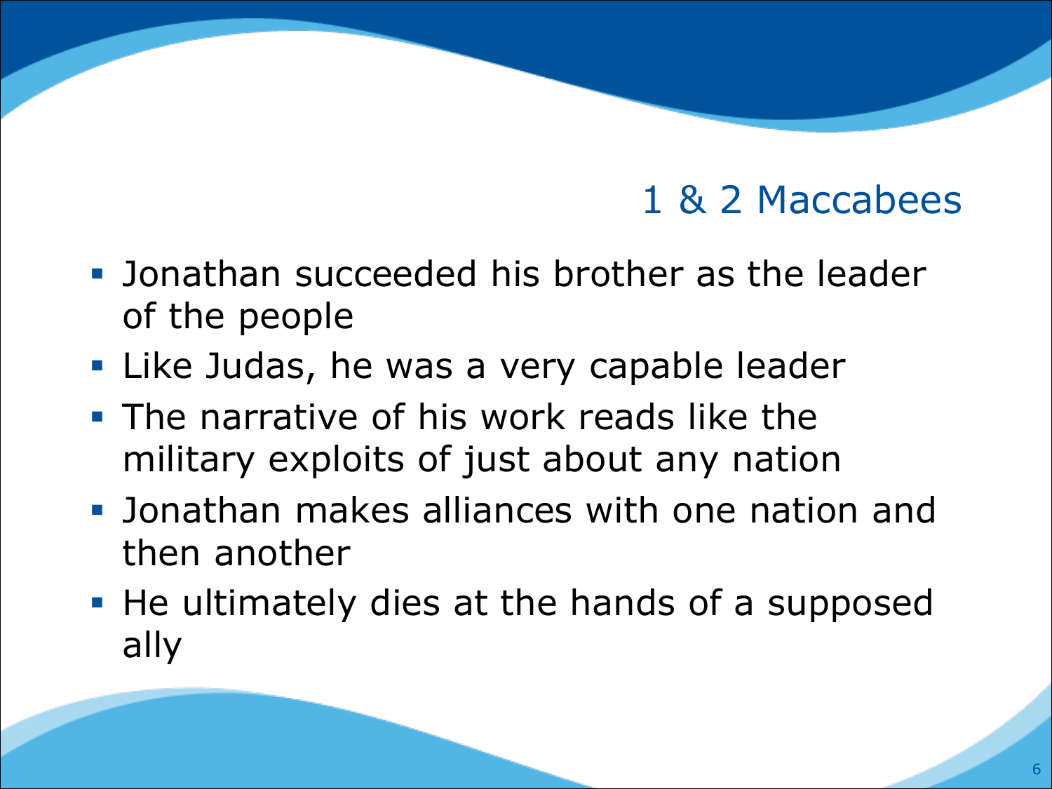## 1 & 2 Maccabees

- Jonathan succeeded his brother as the leader of the people
- Like Judas, he was a very capable leader
- The narrative of his work reads like the military exploits of just about any nation
- Jonathan makes alliances with one nation and then another
- He ultimately dies at the hands of a supposed ally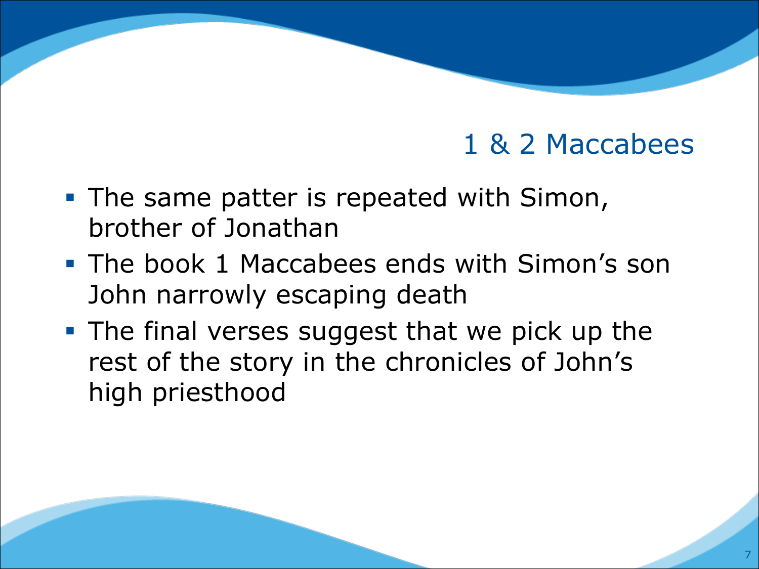## 1 & 2 Maccabees

- The same patter is repeated with Simon, brother of Jonathan
- The book 1 Maccabees ends with Simon's son John narrowly escaping death
- The final verses suggest that we pick up the rest of the story in the chronicles of John's high priesthood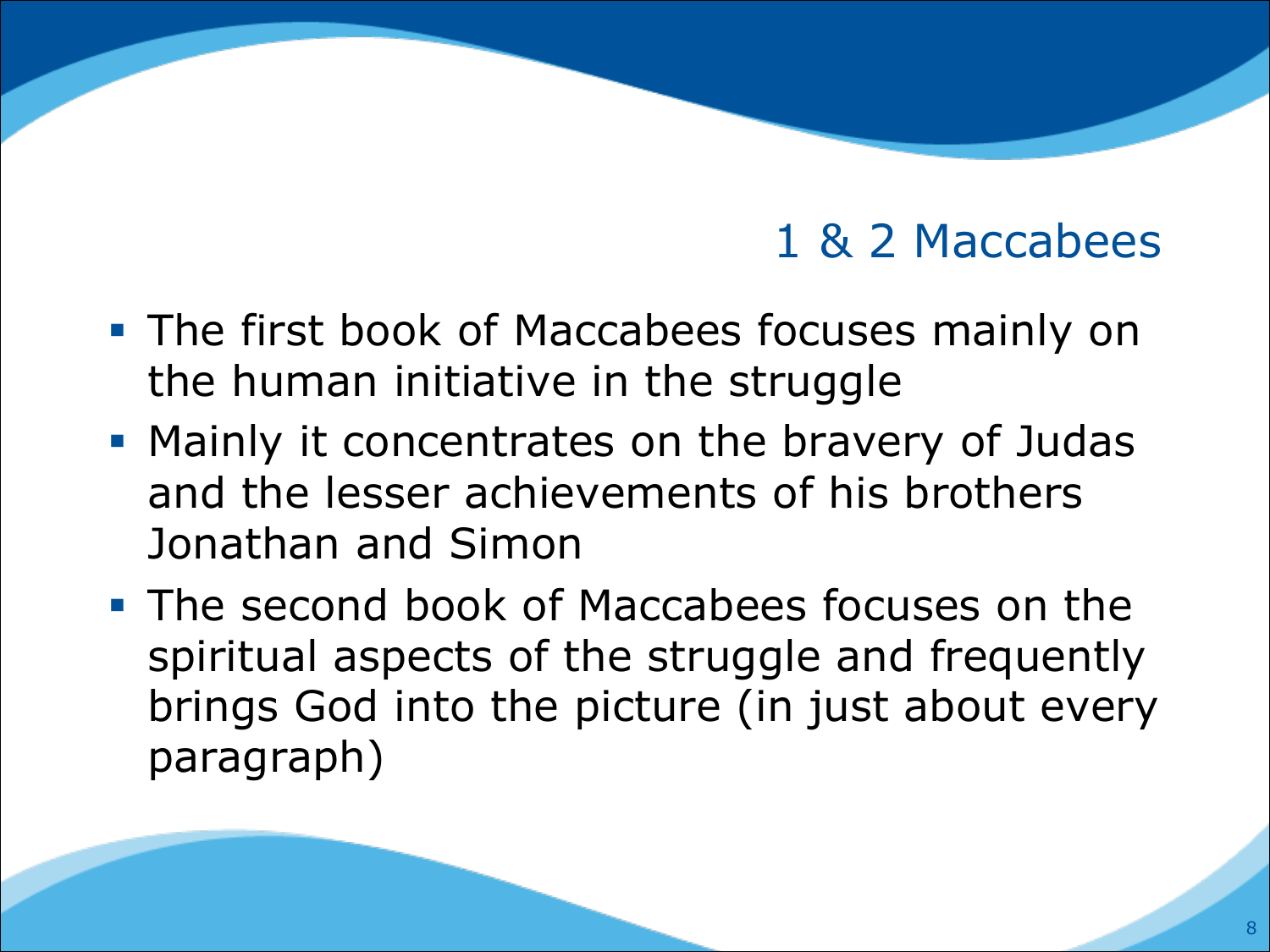## 1 & 2 Maccabees

- The first book of Maccabees focuses mainly on the human initiative in the struggle
- Mainly it concentrates on the bravery of Judas and the lesser achievements of his brothers Jonathan and Simon
- The second book of Maccabees focuses on the spiritual aspects of the struggle and frequently brings God into the picture (in just about every paragraph)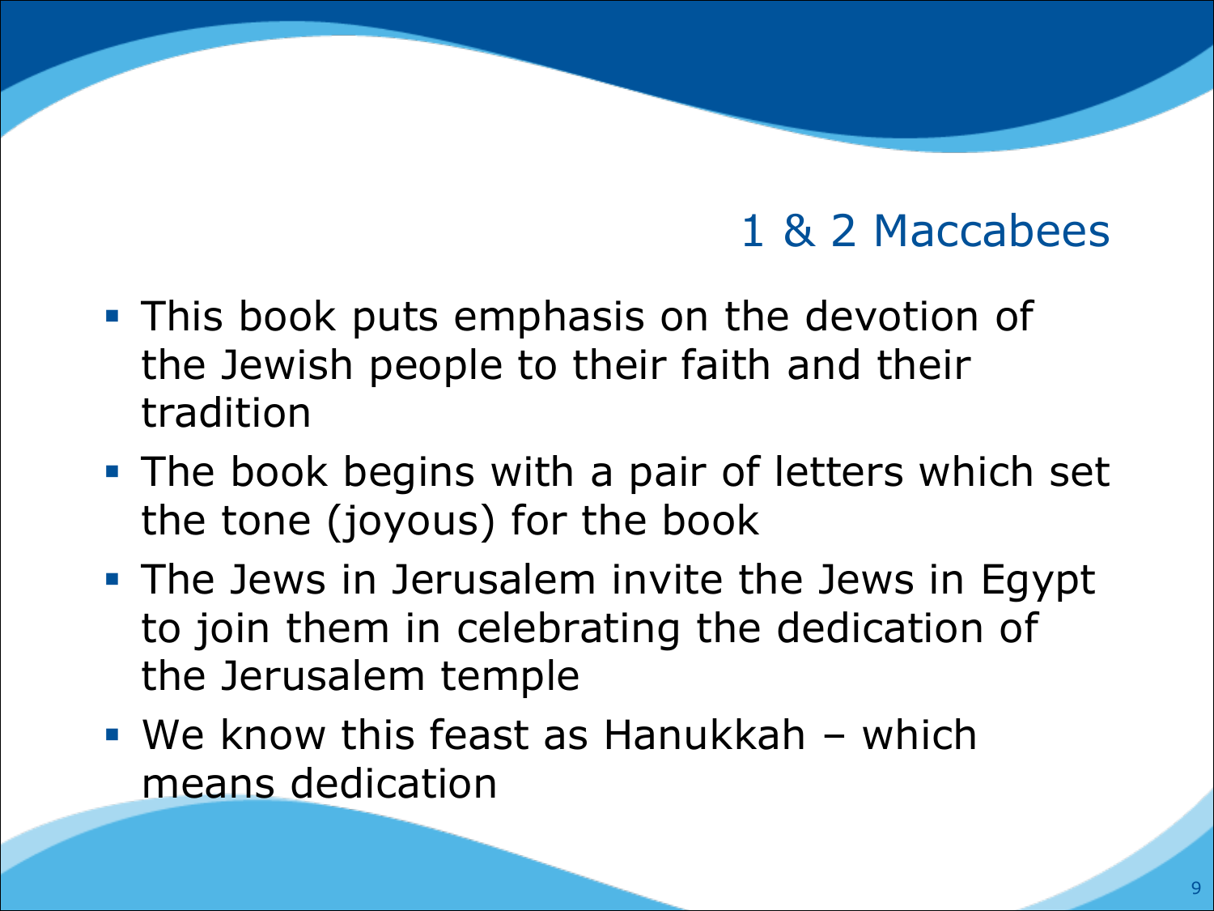## 1 & 2 Maccabees

- This book puts emphasis on the devotion of the Jewish people to their faith and their tradition
- The book begins with a pair of letters which set the tone (joyous) for the book
- The Jews in Jerusalem invite the Jews in Egypt to join them in celebrating the dedication of the Jerusalem temple
- We know this feast as Hanukkah – which means dedication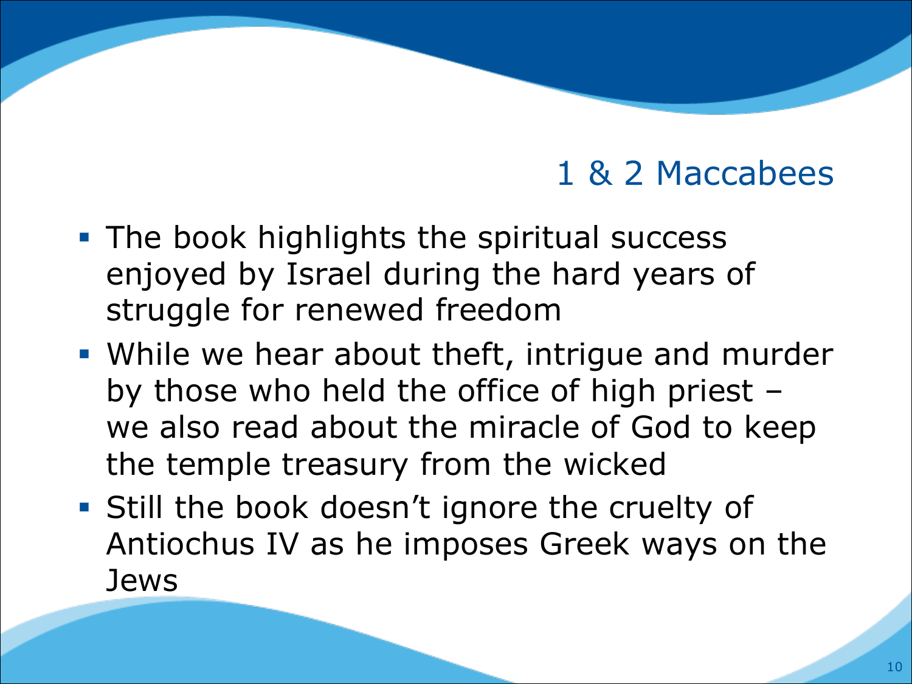## 1 & 2 Maccabees

- The book highlights the spiritual success enjoyed by Israel during the hard years of struggle for renewed freedom
- While we hear about theft, intrigue and murder by those who held the office of high priest – we also read about the miracle of God to keep the temple treasury from the wicked
- Still the book doesn't ignore the cruelty of Antiochus IV as he imposes Greek ways on the Jews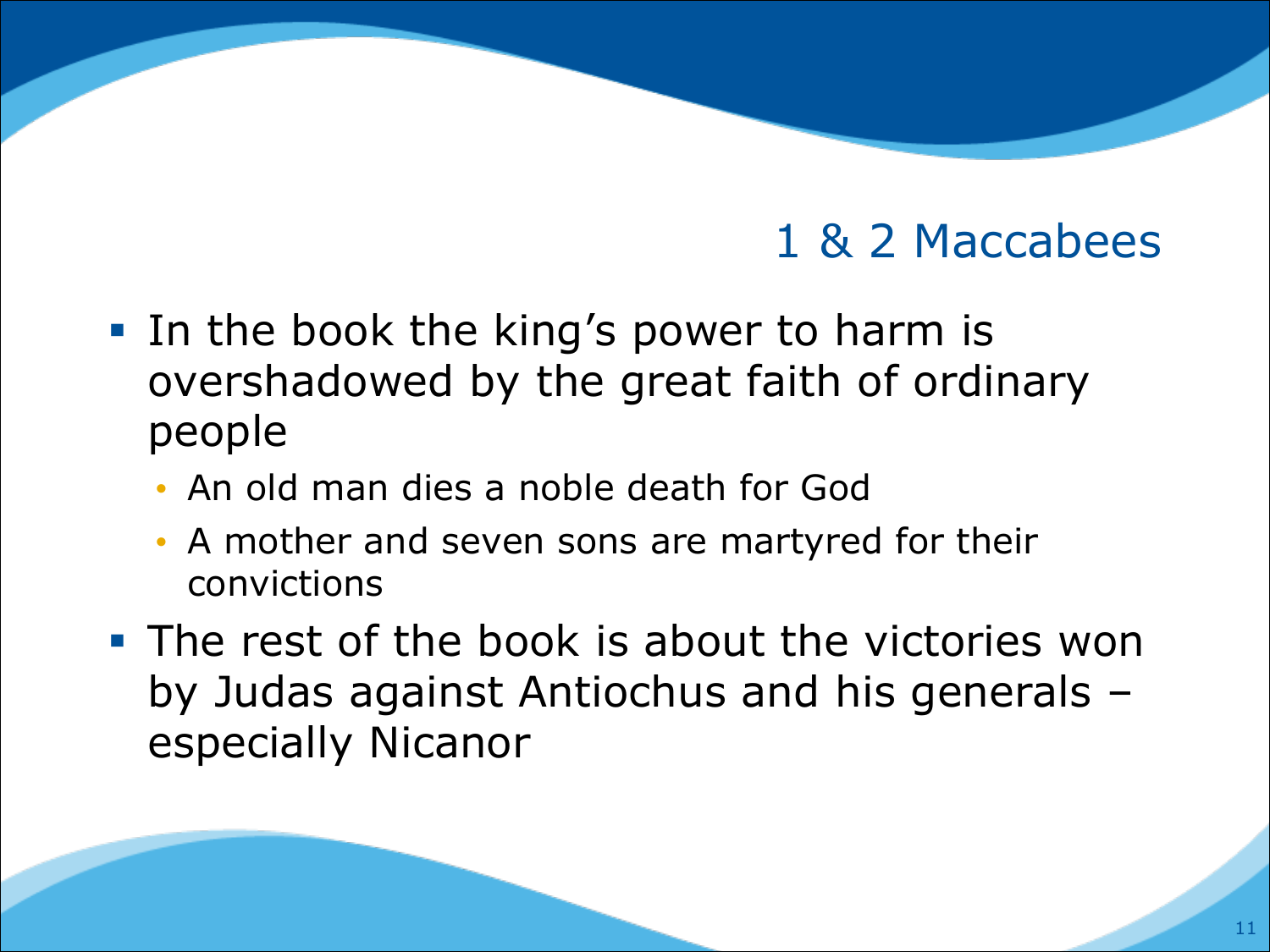## 1 & 2 Maccabees

- In the book the king's power to harm is overshadowed by the great faith of ordinary people
  - An old man dies a noble death for God
  - A mother and seven sons are martyred for their convictions
- The rest of the book is about the victories won by Judas against Antiochus and his generals – especially Nicanor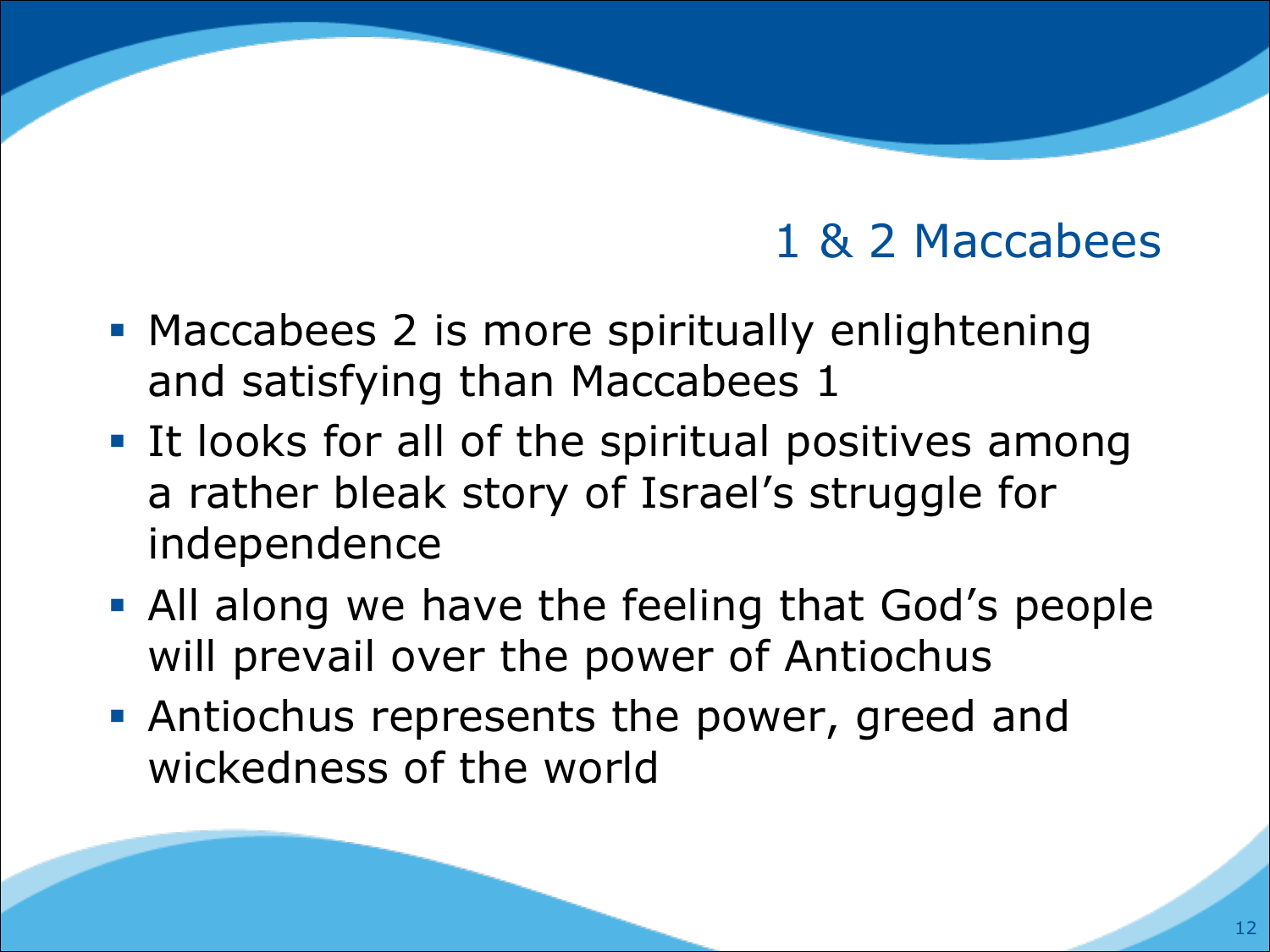## 1 & 2 Maccabees

- Maccabees 2 is more spiritually enlightening and satisfying than Maccabees 1
- It looks for all of the spiritual positives among a rather bleak story of Israel's struggle for independence
- All along we have the feeling that God's people will prevail over the power of Antiochus
- Antiochus represents the power, greed and wickedness of the world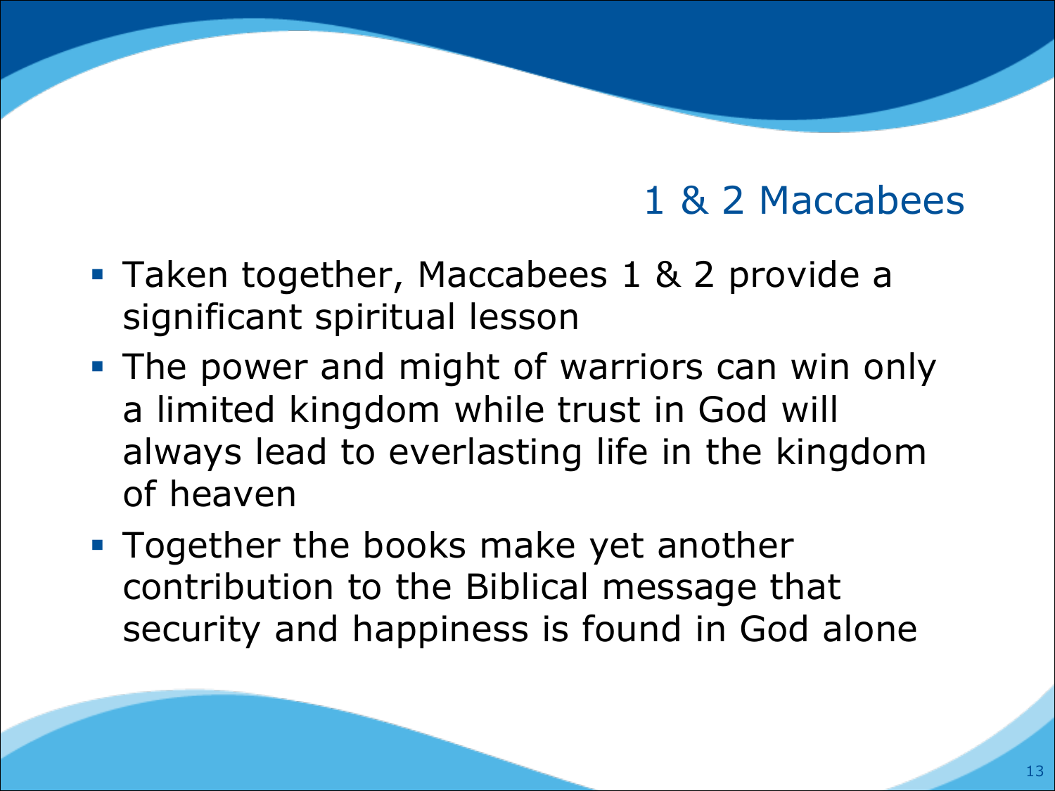## 1 & 2 Maccabees

- Taken together, Maccabees 1 & 2 provide a significant spiritual lesson
- The power and might of warriors can win only a limited kingdom while trust in God will always lead to everlasting life in the kingdom of heaven
- Together the books make yet another contribution to the Biblical message that security and happiness is found in God alone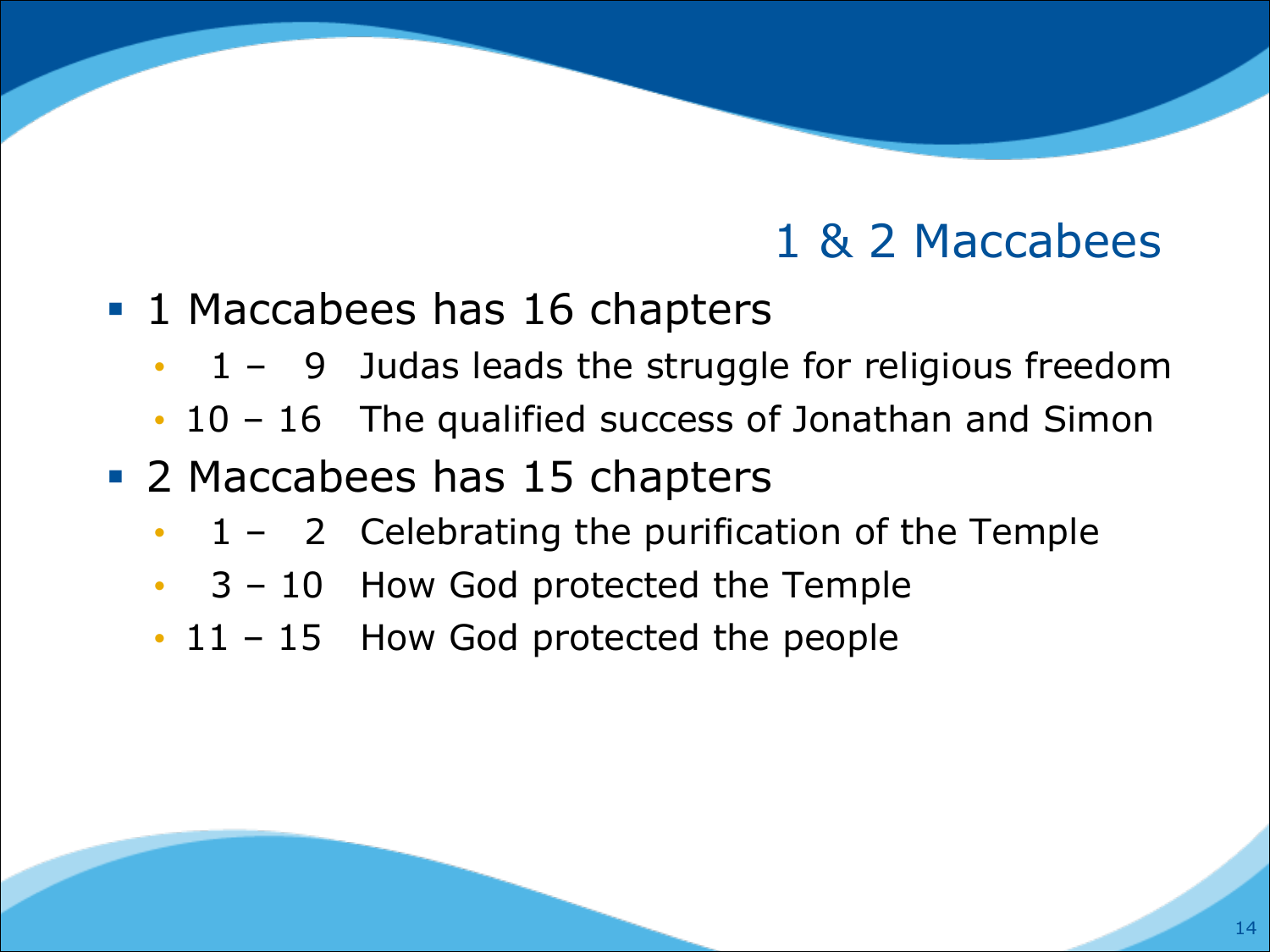## 1 & 2 Maccabees

- 1 Maccabees has 16 chapters
  - 1 – 9 Judas leads the struggle for religious freedom
  - 10 – 16 The qualified success of Jonathan and Simon
- 2 Maccabees has 15 chapters
  - 1 – 2 Celebrating the purification of the Temple
  - 3 – 10 How God protected the Temple
  - 11 – 15 How God protected the people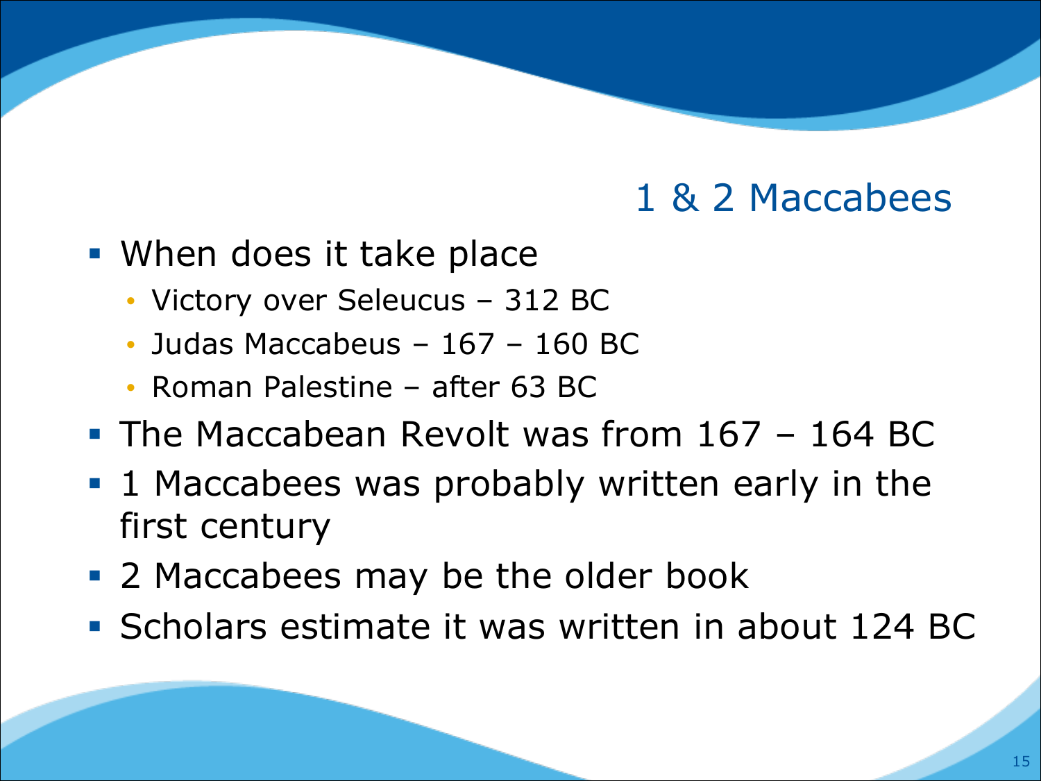## 1 & 2 Maccabees

- When does it take place
  - Victory over Seleucus – 312 BC
  - Judas Maccabeus – 167 – 160 BC
  - Roman Palestine – after 63 BC
- The Maccabean Revolt was from 167 – 164 BC
- 1 Maccabees was probably written early in the first century
- 2 Maccabees may be the older book
- Scholars estimate it was written in about 124 BC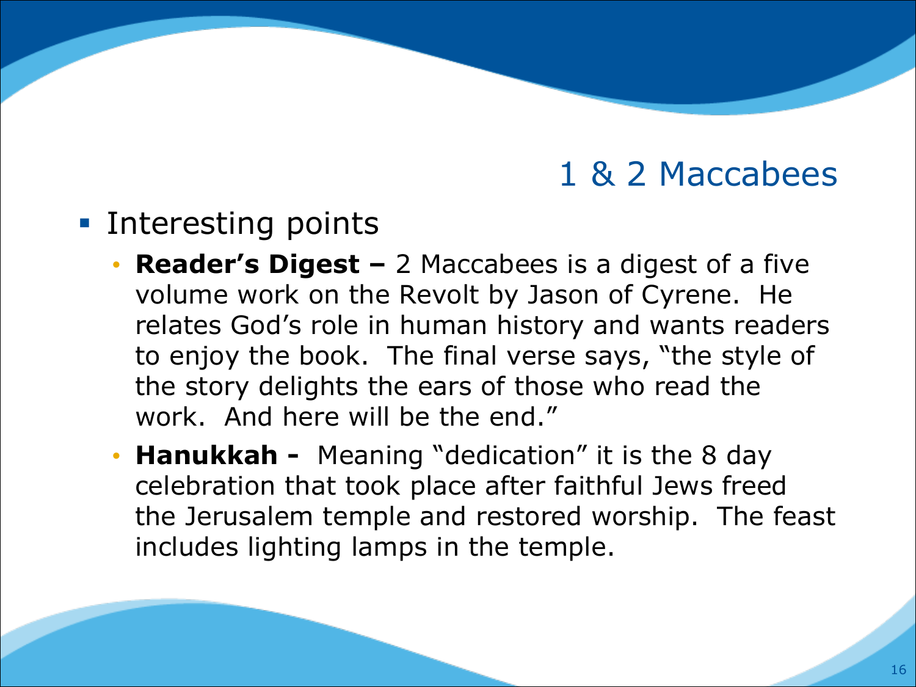# 1 & 2 Maccabees

- Interesting points
  - **Reader's Digest –** 2 Maccabees is a digest of a five volume work on the Revolt by Jason of Cyrene. He relates God's role in human history and wants readers to enjoy the book. The final verse says, "the style of the story delights the ears of those who read the work. And here will be the end."
  - **Hanukkah -** Meaning "dedication" it is the 8 day celebration that took place after faithful Jews freed the Jerusalem temple and restored worship. The feast includes lighting lamps in the temple.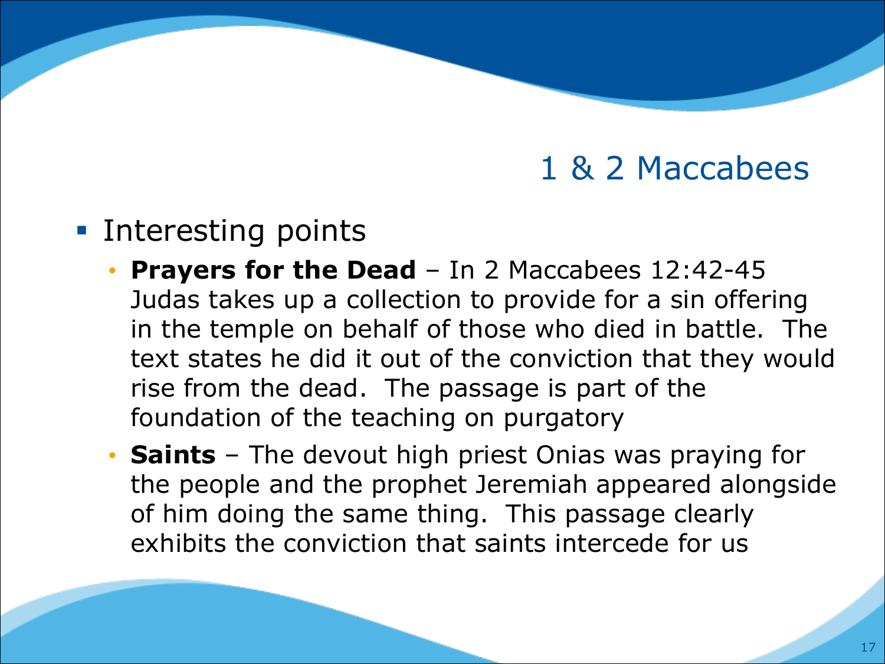## 1 & 2 Maccabees

- Interesting points
  - **Prayers for the Dead** – In 2 Maccabees 12:42-45 Judas takes up a collection to provide for a sin offering in the temple on behalf of those who died in battle. The text states he did it out of the conviction that they would rise from the dead. The passage is part of the foundation of the teaching on purgatory
  - **Saints** – The devout high priest Onias was praying for the people and the prophet Jeremiah appeared alongside of him doing the same thing. This passage clearly exhibits the conviction that saints intercede for us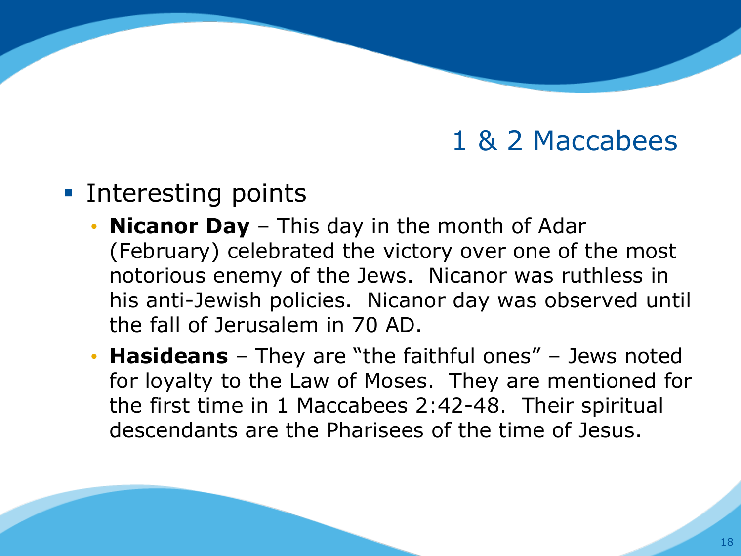# 1 & 2 Maccabees

- Interesting points
  - **Nicanor Day** – This day in the month of Adar (February) celebrated the victory over one of the most notorious enemy of the Jews. Nicanor was ruthless in his anti-Jewish policies. Nicanor day was observed until the fall of Jerusalem in 70 AD.
  - **Hasideans** – They are "the faithful ones" – Jews noted for loyalty to the Law of Moses. They are mentioned for the first time in 1 Maccabees 2:42-48. Their spiritual descendants are the Pharisees of the time of Jesus.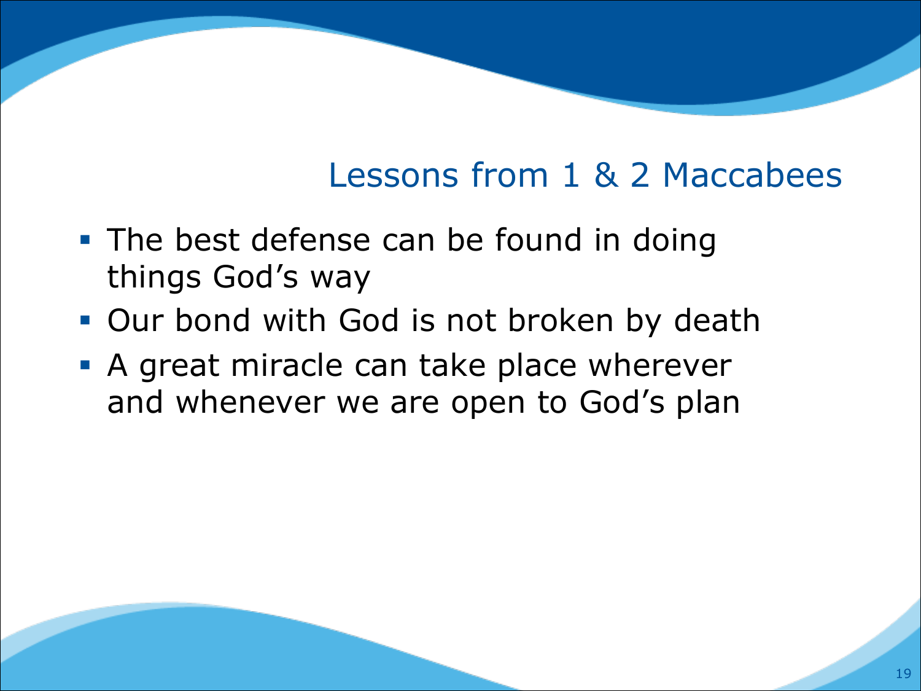## Lessons from 1 & 2 Maccabees

- The best defense can be found in doing things God’s way
- Our bond with God is not broken by death
- A great miracle can take place wherever and whenever we are open to God’s plan